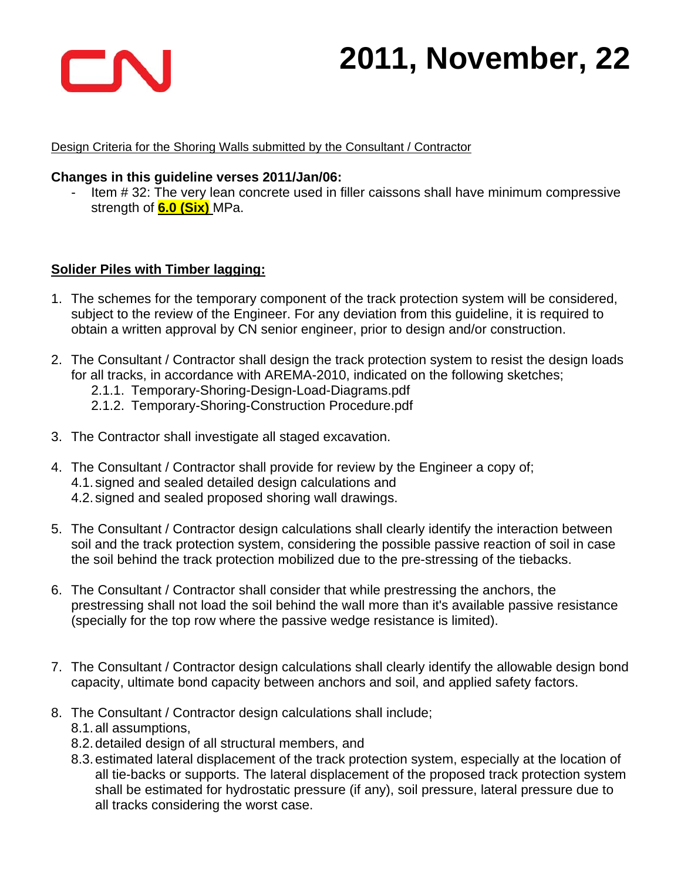# 2011, November, 22

Design Criteria for the Shoring Walls submitted by the Consultant / Contractor

**Changes in this guideline verses 2011/Jan/06:**

- Item # 32: The very lean concrete used in filler caissons shall have minimum compressive strength of **6.0 (Six)** MPa.

**Solider Piles with Timber lagging:**

1. The schemes for the temporary component of the track protection system will be considered, subject to the review of the Engineer. For any deviation from this guideline, it is required to obtain a written approval by CN senior engineer, prior to design and/or construction.

2. The Consultant / Contractor shall design the track protection system to resist the design loads for all tracks, in accordance with AREMA-2010, indicated on the following sketches;
   2.1.1. Temporary-Shoring-Design-Load-Diagrams.pdf
   2.1.2. Temporary-Shoring-Construction Procedure.pdf

3. The Contractor shall investigate all staged excavation.

4. The Consultant / Contractor shall provide for review by the Engineer a copy of;
   4.1. signed and sealed detailed design calculations and
   4.2. signed and sealed proposed shoring wall drawings.

5. The Consultant / Contractor design calculations shall clearly identify the interaction between soil and the track protection system, considering the possible passive reaction of soil in case the soil behind the track protection mobilized due to the pre-stressing of the tiebacks.

6. The Consultant / Contractor shall consider that while prestressing the anchors, the prestressing shall not load the soil behind the wall more than it's available passive resistance (specially for the top row where the passive wedge resistance is limited).

7. The Consultant / Contractor design calculations shall clearly identify the allowable design bond capacity, ultimate bond capacity between anchors and soil, and applied safety factors.

8. The Consultant / Contractor design calculations shall include;
   8.1. all assumptions,
   8.2. detailed design of all structural members, and
   8.3. estimated lateral displacement of the track protection system, especially at the location of all tie-backs or supports. The lateral displacement of the proposed track protection system shall be estimated for hydrostatic pressure (if any), soil pressure, lateral pressure due to all tracks considering the worst case.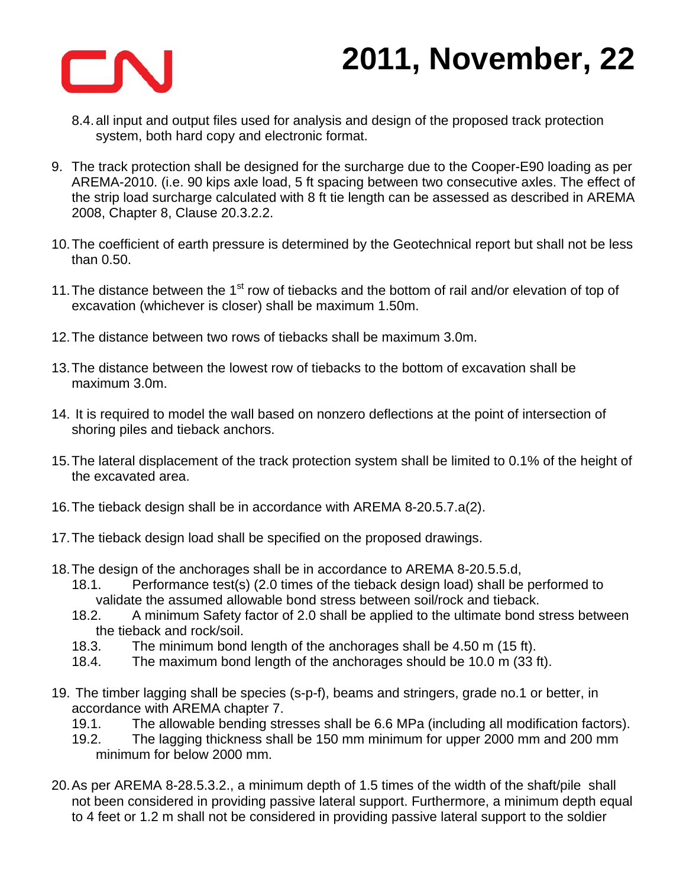8.4. all input and output files used for analysis and design of the proposed track protection system, both hard copy and electronic format.

9. The track protection shall be designed for the surcharge due to the Cooper-E90 loading as per AREMA-2010. (i.e. 90 kips axle load, 5 ft spacing between two consecutive axles. The effect of the strip load surcharge calculated with 8 ft tie length can be assessed as described in AREMA 2008, Chapter 8, Clause 20.3.2.2.

10. The coefficient of earth pressure is determined by the Geotechnical report but shall not be less than 0.50.

11. The distance between the 1st row of tiebacks and the bottom of rail and/or elevation of top of excavation (whichever is closer) shall be maximum 1.50m.

12. The distance between two rows of tiebacks shall be maximum 3.0m.

13. The distance between the lowest row of tiebacks to the bottom of excavation shall be maximum 3.0m.

14. It is required to model the wall based on nonzero deflections at the point of intersection of shoring piles and tieback anchors.

15. The lateral displacement of the track protection system shall be limited to 0.1% of the height of the excavated area.

16. The tieback design shall be in accordance with AREMA 8-20.5.7.a(2).

17. The tieback design load shall be specified on the proposed drawings.

18. The design of the anchorages shall be in accordance to AREMA 8-20.5.5.d,
    18.1. Performance test(s) (2.0 times of the tieback design load) shall be performed to validate the assumed allowable bond stress between soil/rock and tieback.
    18.2. A minimum Safety factor of 2.0 shall be applied to the ultimate bond stress between the tieback and rock/soil.
    18.3. The minimum bond length of the anchorages shall be 4.50 m (15 ft).
    18.4. The maximum bond length of the anchorages should be 10.0 m (33 ft).

19. The timber lagging shall be species (s-p-f), beams and stringers, grade no.1 or better, in accordance with AREMA chapter 7.
    19.1. The allowable bending stresses shall be 6.6 MPa (including all modification factors).
    19.2. The lagging thickness shall be 150 mm minimum for upper 2000 mm and 200 mm minimum for below 2000 mm.

20. As per AREMA 8-28.5.3.2., a minimum depth of 1.5 times of the width of the shaft/pile shall not been considered in providing passive lateral support. Furthermore, a minimum depth equal to 4 feet or 1.2 m shall not be considered in providing passive lateral support to the soldier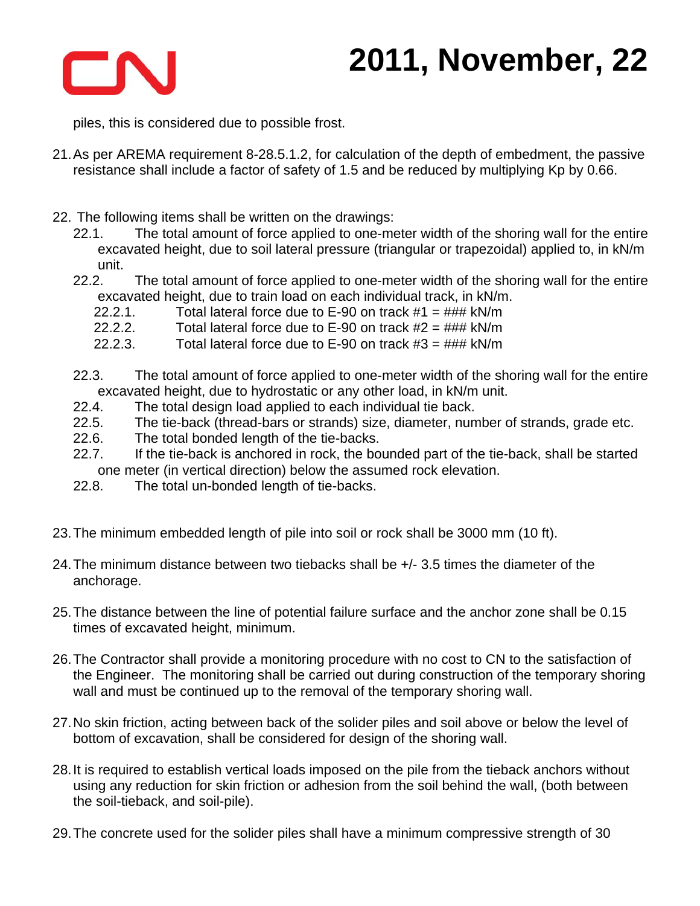piles, this is considered due to possible frost.

21. As per AREMA requirement 8-28.5.1.2, for calculation of the depth of embedment, the passive resistance shall include a factor of safety of 1.5 and be reduced by multiplying Kp by 0.66.

22. The following items shall be written on the drawings:
    - 22.1. The total amount of force applied to one-meter width of the shoring wall for the entire excavated height, due to soil lateral pressure (triangular or trapezoidal) applied to, in kN/m unit.
    - 22.2. The total amount of force applied to one-meter width of the shoring wall for the entire excavated height, due to train load on each individual track, in kN/m.
        - 22.2.1. Total lateral force due to E-90 on track #1 = ### kN/m
        - 22.2.2. Total lateral force due to E-90 on track #2 = ### kN/m
        - 22.2.3. Total lateral force due to E-90 on track #3 = ### kN/m
    - 22.3. The total amount of force applied to one-meter width of the shoring wall for the entire excavated height, due to hydrostatic or any other load, in kN/m unit.
    - 22.4. The total design load applied to each individual tie back.
    - 22.5. The tie-back (thread-bars or strands) size, diameter, number of strands, grade etc.
    - 22.6. The total bonded length of the tie-backs.
    - 22.7. If the tie-back is anchored in rock, the bounded part of the tie-back, shall be started one meter (in vertical direction) below the assumed rock elevation.
    - 22.8. The total un-bonded length of tie-backs.

23. The minimum embedded length of pile into soil or rock shall be 3000 mm (10 ft).

24. The minimum distance between two tiebacks shall be +/- 3.5 times the diameter of the anchorage.

25. The distance between the line of potential failure surface and the anchor zone shall be 0.15 times of excavated height, minimum.

26. The Contractor shall provide a monitoring procedure with no cost to CN to the satisfaction of the Engineer. The monitoring shall be carried out during construction of the temporary shoring wall and must be continued up to the removal of the temporary shoring wall.

27. No skin friction, acting between back of the solider piles and soil above or below the level of bottom of excavation, shall be considered for design of the shoring wall.

28. It is required to establish vertical loads imposed on the pile from the tieback anchors without using any reduction for skin friction or adhesion from the soil behind the wall, (both between the soil-tieback, and soil-pile).

29. The concrete used for the solider piles shall have a minimum compressive strength of 30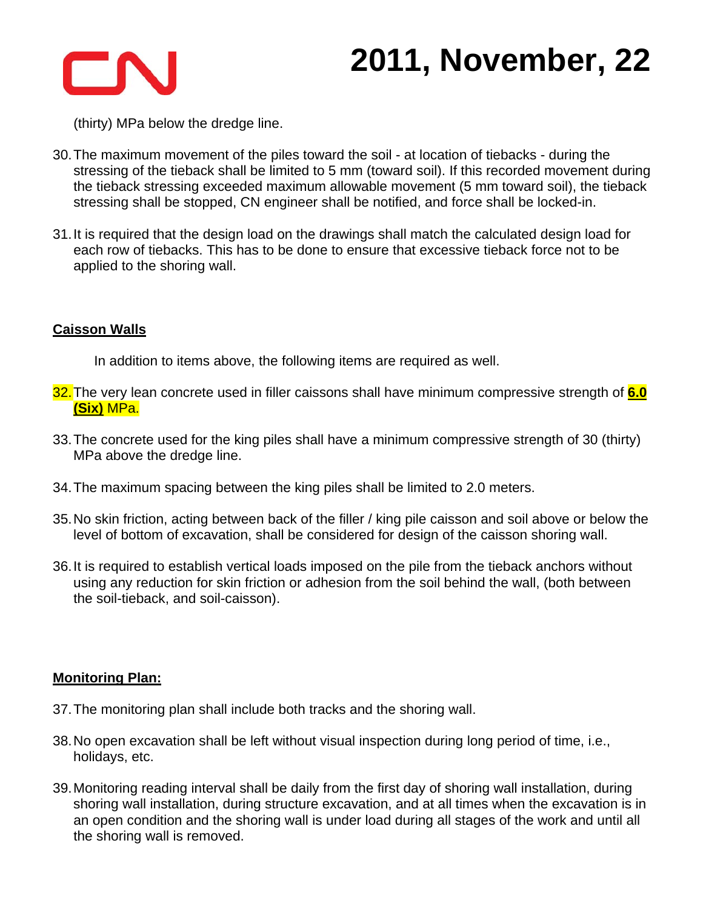(thirty) MPa below the dredge line.

30. The maximum movement of the piles toward the soil - at location of tiebacks - during the stressing of the tieback shall be limited to 5 mm (toward soil). If this recorded movement during the tieback stressing exceeded maximum allowable movement (5 mm toward soil), the tieback stressing shall be stopped, CN engineer shall be notified, and force shall be locked-in.

31. It is required that the design load on the drawings shall match the calculated design load for each row of tiebacks. This has to be done to ensure that excessive tieback force not to be applied to the shoring wall.

## Caisson Walls

In addition to items above, the following items are required as well.

32. The very lean concrete used in filler caissons shall have minimum compressive strength of **6.0 (Six)** MPa.

33. The concrete used for the king piles shall have a minimum compressive strength of 30 (thirty) MPa above the dredge line.

34. The maximum spacing between the king piles shall be limited to 2.0 meters.

35. No skin friction, acting between back of the filler / king pile caisson and soil above or below the level of bottom of excavation, shall be considered for design of the caisson shoring wall.

36. It is required to establish vertical loads imposed on the pile from the tieback anchors without using any reduction for skin friction or adhesion from the soil behind the wall, (both between the soil-tieback, and soil-caisson).

## Monitoring Plan:

37. The monitoring plan shall include both tracks and the shoring wall.

38. No open excavation shall be left without visual inspection during long period of time, i.e., holidays, etc.

39. Monitoring reading interval shall be daily from the first day of shoring wall installation, during shoring wall installation, during structure excavation, and at all times when the excavation is in an open condition and the shoring wall is under load during all stages of the work and until all the shoring wall is removed.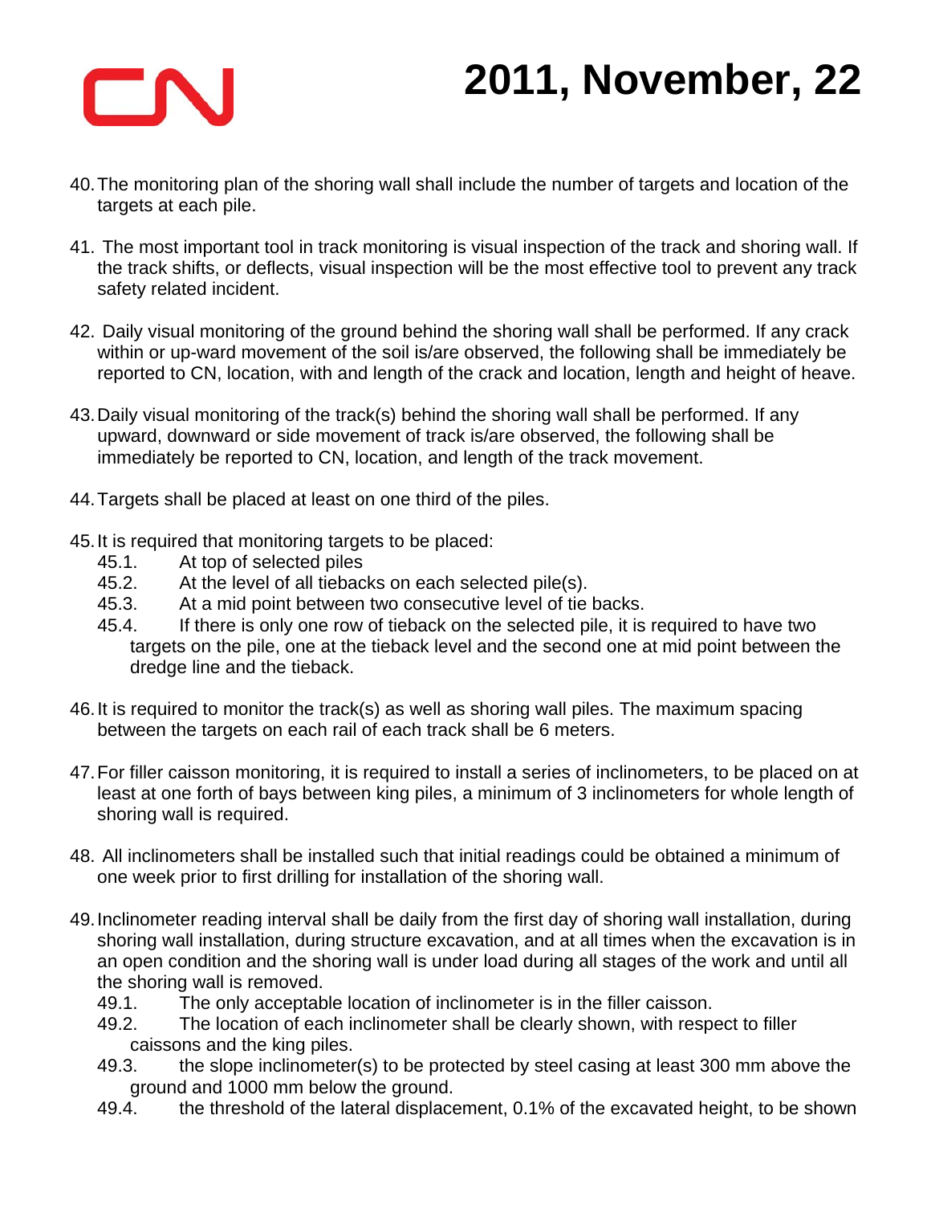40. The monitoring plan of the shoring wall shall include the number of targets and location of the targets at each pile.

41. The most important tool in track monitoring is visual inspection of the track and shoring wall. If the track shifts, or deflects, visual inspection will be the most effective tool to prevent any track safety related incident.

42. Daily visual monitoring of the ground behind the shoring wall shall be performed. If any crack within or up-ward movement of the soil is/are observed, the following shall be immediately be reported to CN, location, with and length of the crack and location, length and height of heave.

43. Daily visual monitoring of the track(s) behind the shoring wall shall be performed. If any upward, downward or side movement of track is/are observed, the following shall be immediately be reported to CN, location, and length of the track movement.

44. Targets shall be placed at least on one third of the piles.

45. It is required that monitoring targets to be placed:
    - 45.1. At top of selected piles
    - 45.2. At the level of all tiebacks on each selected pile(s).
    - 45.3. At a mid point between two consecutive level of tie backs.
    - 45.4. If there is only one row of tieback on the selected pile, it is required to have two targets on the pile, one at the tieback level and the second one at mid point between the dredge line and the tieback.

46. It is required to monitor the track(s) as well as shoring wall piles. The maximum spacing between the targets on each rail of each track shall be 6 meters.

47. For filler caisson monitoring, it is required to install a series of inclinometers, to be placed on at least at one forth of bays between king piles, a minimum of 3 inclinometers for whole length of shoring wall is required.

48. All inclinometers shall be installed such that initial readings could be obtained a minimum of one week prior to first drilling for installation of the shoring wall.

49. Inclinometer reading interval shall be daily from the first day of shoring wall installation, during shoring wall installation, during structure excavation, and at all times when the excavation is in an open condition and the shoring wall is under load during all stages of the work and until all the shoring wall is removed.
    - 49.1. The only acceptable location of inclinometer is in the filler caisson.
    - 49.2. The location of each inclinometer shall be clearly shown, with respect to filler caissons and the king piles.
    - 49.3. the slope inclinometer(s) to be protected by steel casing at least 300 mm above the ground and 1000 mm below the ground.
    - 49.4. the threshold of the lateral displacement, 0.1% of the excavated height, to be shown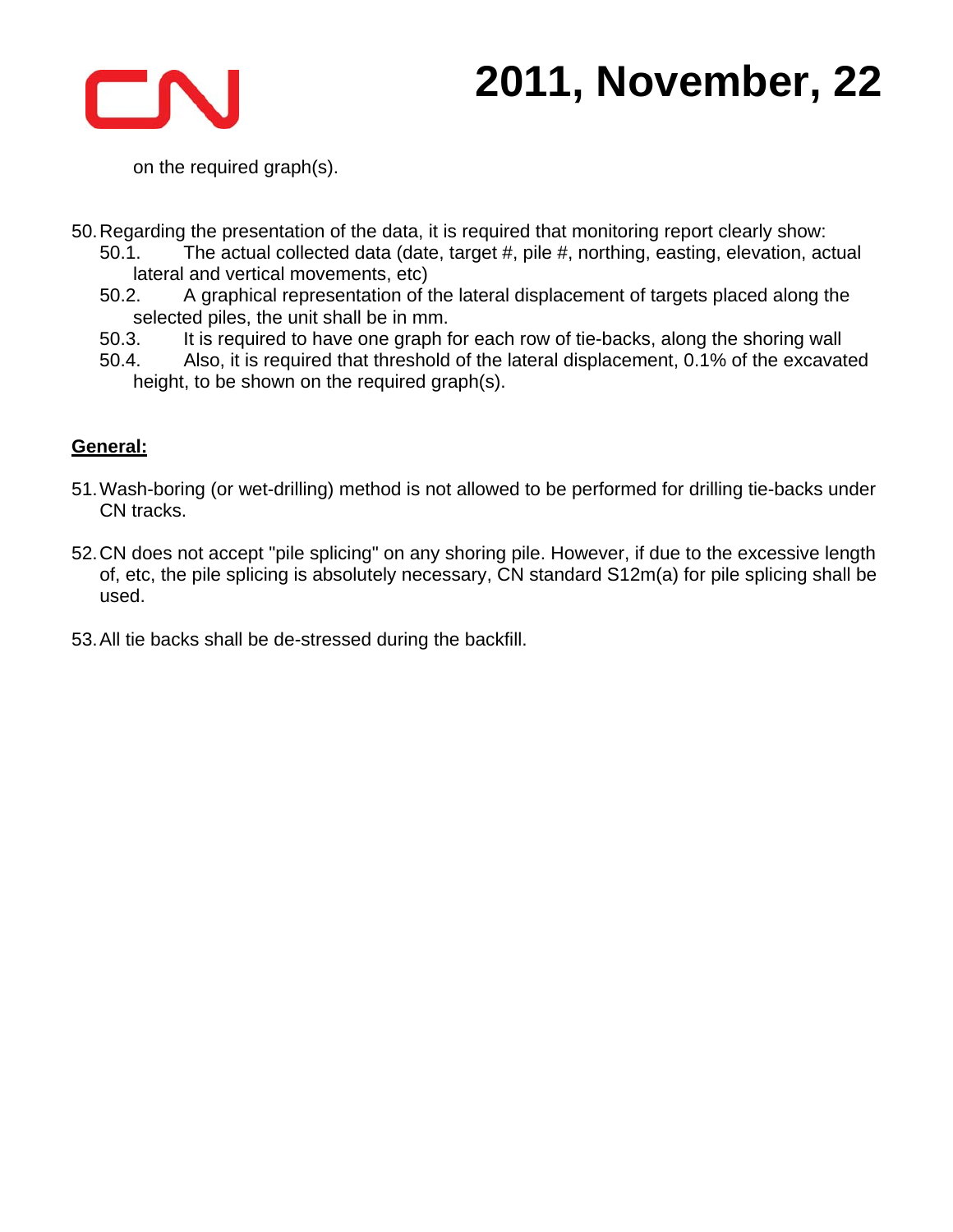on the required graph(s).

50. Regarding the presentation of the data, it is required that monitoring report clearly show:
    50.1. The actual collected data (date, target #, pile #, northing, easting, elevation, actual lateral and vertical movements, etc)
    50.2. A graphical representation of the lateral displacement of targets placed along the selected piles, the unit shall be in mm.
    50.3. It is required to have one graph for each row of tie-backs, along the shoring wall
    50.4. Also, it is required that threshold of the lateral displacement, 0.1% of the excavated height, to be shown on the required graph(s).

**General:**

51. Wash-boring (or wet-drilling) method is not allowed to be performed for drilling tie-backs under CN tracks.

52. CN does not accept "pile splicing" on any shoring pile. However, if due to the excessive length of, etc, the pile splicing is absolutely necessary, CN standard S12m(a) for pile splicing shall be used.

53. All tie backs shall be de-stressed during the backfill.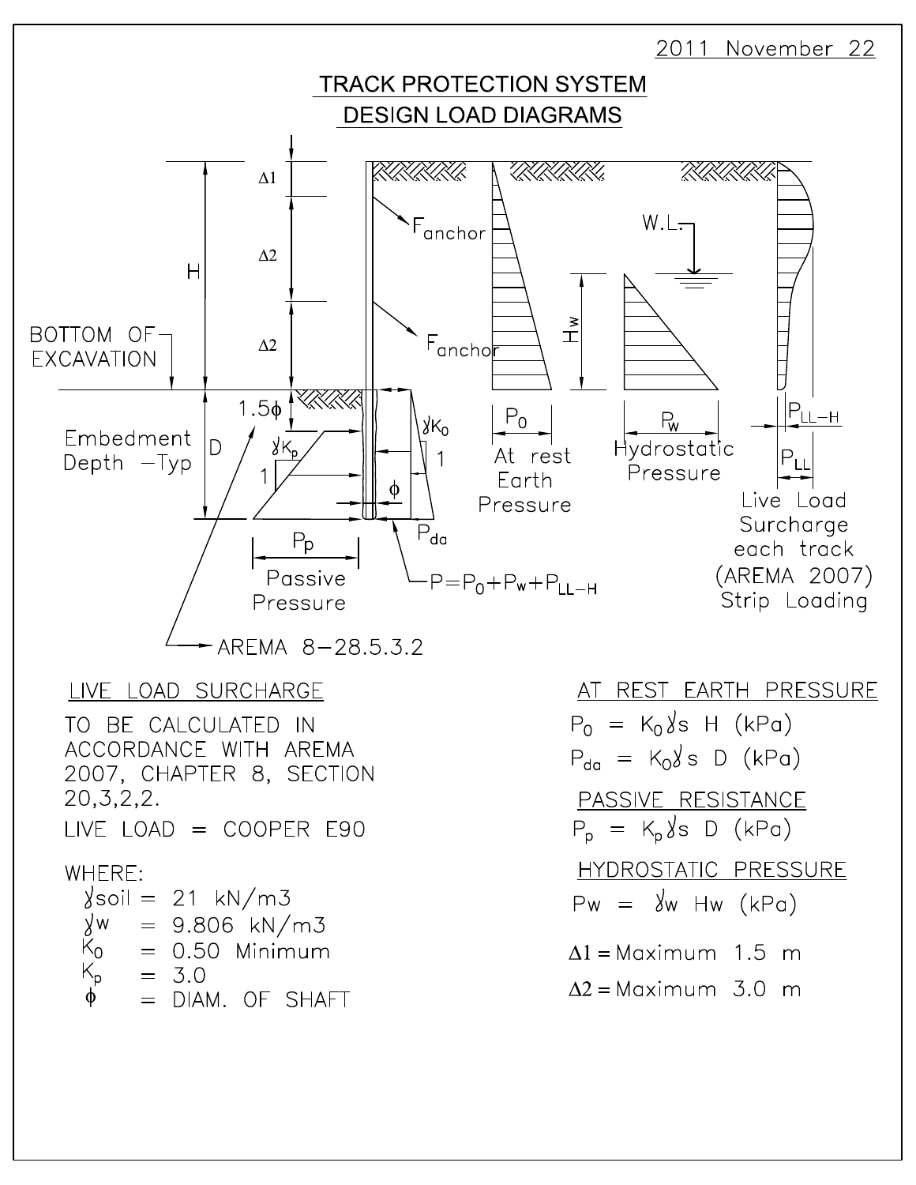2011 November 22

# TRACK PROTECTION SYSTEM DESIGN LOAD DIAGRAMS

H

$\Delta 1$

$\Delta 2$

$\Delta 2$

$F_{anchor}$

$F_{anchor}$

W.L.

$H_w$

BOTTOM OF EXCAVATION

Embedment Depth –Typ

D

$1.5\phi$

$\gamma K_p$

1

$\gamma K_0$

1

$\phi$

$P_{da}$

$P_p$

Passive Pressure

$P = P_0 + P_w + P_{LL-H}$

$P_0$

At rest Earth Pressure

$P_w$

Hydrostatic Pressure

$P_{LL-H}$

$P_{LL}$

Live Load Surcharge each track (AREMA 2007) Strip Loading

AREMA 8–28.5.3.2

## LIVE LOAD SURCHARGE

TO BE CALCULATED IN ACCORDANCE WITH AREMA 2007, CHAPTER 8, SECTION 20,3,2,2.

LIVE LOAD = COOPER E90

WHERE:

- $\gamma soil$ = 21 kN/m3
- $\gamma w$ = 9.806 kN/m3
- $K_0$ = 0.50 Minimum
- $K_p$ = 3.0
- $\phi$ = DIAM. OF SHAFT

## AT REST EARTH PRESSURE

$P_0 = K_0 \gamma s\ H$ (kPa)

$P_{da} = K_0 \gamma s\ D$ (kPa)

## PASSIVE RESISTANCE

$P_p = K_p \gamma s\ D$ (kPa)

## HYDROSTATIC PRESSURE

$Pw = \gamma w\ Hw$ (kPa)

$\Delta 1$ = Maximum 1.5 m

$\Delta 2$ = Maximum 3.0 m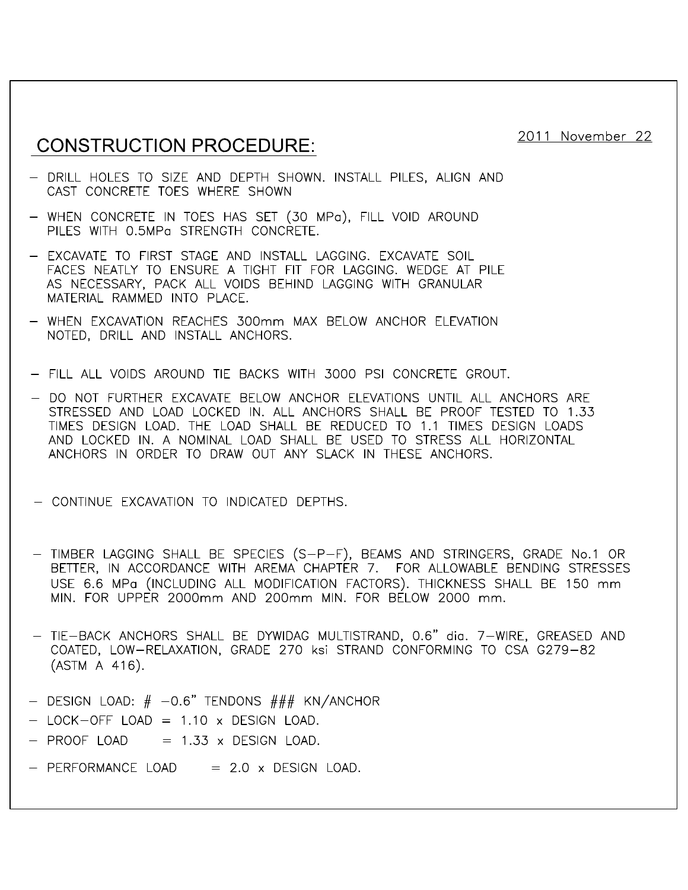## CONSTRUCTION PROCEDURE:

2011 November 22

- DRILL HOLES TO SIZE AND DEPTH SHOWN. INSTALL PILES, ALIGN AND CAST CONCRETE TOES WHERE SHOWN
- WHEN CONCRETE IN TOES HAS SET (30 MPa), FILL VOID AROUND PILES WITH 0.5MPa STRENGTH CONCRETE.
- EXCAVATE TO FIRST STAGE AND INSTALL LAGGING. EXCAVATE SOIL FACES NEATLY TO ENSURE A TIGHT FIT FOR LAGGING. WEDGE AT PILE AS NECESSARY, PACK ALL VOIDS BEHIND LAGGING WITH GRANULAR MATERIAL RAMMED INTO PLACE.
- WHEN EXCAVATION REACHES 300mm MAX BELOW ANCHOR ELEVATION NOTED, DRILL AND INSTALL ANCHORS.
- FILL ALL VOIDS AROUND TIE BACKS WITH 3000 PSI CONCRETE GROUT.
- DO NOT FURTHER EXCAVATE BELOW ANCHOR ELEVATIONS UNTIL ALL ANCHORS ARE STRESSED AND LOAD LOCKED IN. ALL ANCHORS SHALL BE PROOF TESTED TO 1.33 TIMES DESIGN LOAD. THE LOAD SHALL BE REDUCED TO 1.1 TIMES DESIGN LOADS AND LOCKED IN. A NOMINAL LOAD SHALL BE USED TO STRESS ALL HORIZONTAL ANCHORS IN ORDER TO DRAW OUT ANY SLACK IN THESE ANCHORS.
- CONTINUE EXCAVATION TO INDICATED DEPTHS.
- TIMBER LAGGING SHALL BE SPECIES (S-P-F), BEAMS AND STRINGERS, GRADE No.1 OR BETTER, IN ACCORDANCE WITH AREMA CHAPTER 7. FOR ALLOWABLE BENDING STRESSES USE 6.6 MPa (INCLUDING ALL MODIFICATION FACTORS). THICKNESS SHALL BE 150 mm MIN. FOR UPPER 2000mm AND 200mm MIN. FOR BELOW 2000 mm.
- TIE-BACK ANCHORS SHALL BE DYWIDAG MULTISTRAND, 0.6" dia. 7-WIRE, GREASED AND COATED, LOW-RELAXATION, GRADE 270 ksi STRAND CONFORMING TO CSA G279-82 (ASTM A 416).
- DESIGN LOAD: # -0.6" TENDONS ### KN/ANCHOR
- LOCK-OFF LOAD = 1.10 x DESIGN LOAD.
- PROOF LOAD = 1.33 x DESIGN LOAD.
- PERFORMANCE LOAD = 2.0 x DESIGN LOAD.